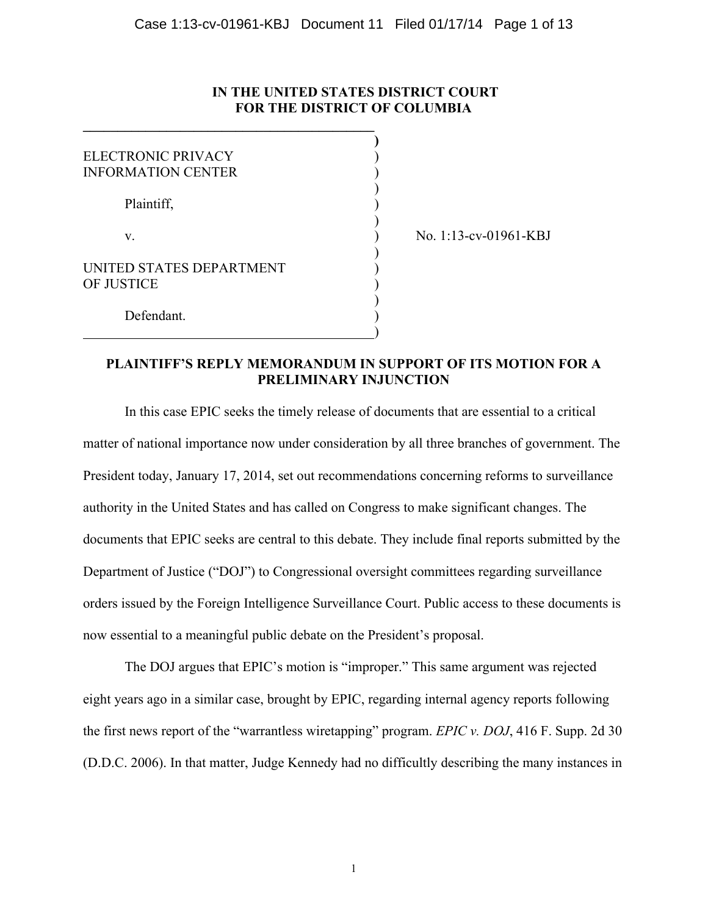**IN THE UNITED STATES DISTRICT COURT**
**FOR THE DISTRICT OF COLUMBIA**

| | | |
|---|---|---|
| ELECTRONIC PRIVACY INFORMATION CENTER | ) | |
| Plaintiff, | ) | |
| v. | ) | No. 1:13-cv-01961-KBJ |
| UNITED STATES DEPARTMENT OF JUSTICE | ) | |
| Defendant. | ) | |

**PLAINTIFF'S REPLY MEMORANDUM IN SUPPORT OF ITS MOTION FOR A PRELIMINARY INJUNCTION**

In this case EPIC seeks the timely release of documents that are essential to a critical matter of national importance now under consideration by all three branches of government. The President today, January 17, 2014, set out recommendations concerning reforms to surveillance authority in the United States and has called on Congress to make significant changes. The documents that EPIC seeks are central to this debate. They include final reports submitted by the Department of Justice ("DOJ") to Congressional oversight committees regarding surveillance orders issued by the Foreign Intelligence Surveillance Court. Public access to these documents is now essential to a meaningful public debate on the President's proposal.

The DOJ argues that EPIC's motion is "improper." This same argument was rejected eight years ago in a similar case, brought by EPIC, regarding internal agency reports following the first news report of the "warrantless wiretapping" program. *EPIC v. DOJ*, 416 F. Supp. 2d 30 (D.D.C. 2006). In that matter, Judge Kennedy had no difficultly describing the many instances in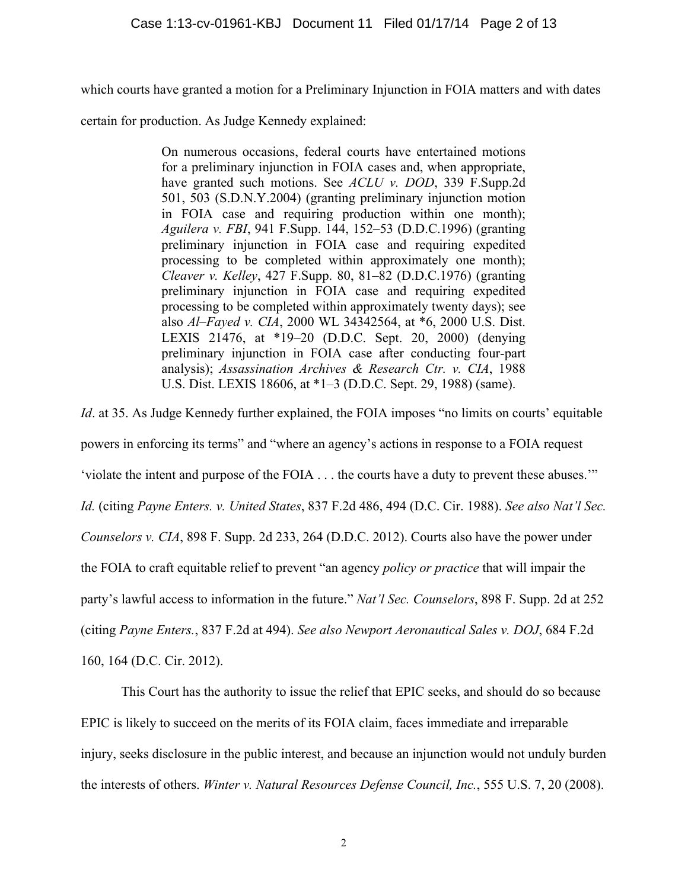which courts have granted a motion for a Preliminary Injunction in FOIA matters and with dates certain for production. As Judge Kennedy explained:

> On numerous occasions, federal courts have entertained motions for a preliminary injunction in FOIA cases and, when appropriate, have granted such motions. See *ACLU v. DOD*, 339 F.Supp.2d 501, 503 (S.D.N.Y.2004) (granting preliminary injunction motion in FOIA case and requiring production within one month); *Aguilera v. FBI*, 941 F.Supp. 144, 152–53 (D.D.C.1996) (granting preliminary injunction in FOIA case and requiring expedited processing to be completed within approximately one month); *Cleaver v. Kelley*, 427 F.Supp. 80, 81–82 (D.D.C.1976) (granting preliminary injunction in FOIA case and requiring expedited processing to be completed within approximately twenty days); see also *Al–Fayed v. CIA*, 2000 WL 34342564, at *6, 2000 U.S. Dist. LEXIS 21476, at *19–20 (D.D.C. Sept. 20, 2000) (denying preliminary injunction in FOIA case after conducting four-part analysis); *Assassination Archives & Research Ctr. v. CIA*, 1988 U.S. Dist. LEXIS 18606, at *1–3 (D.D.C. Sept. 29, 1988) (same).

*Id*. at 35. As Judge Kennedy further explained, the FOIA imposes "no limits on courts' equitable powers in enforcing its terms" and "where an agency's actions in response to a FOIA request 'violate the intent and purpose of the FOIA . . . the courts have a duty to prevent these abuses.'" *Id.* (citing *Payne Enters. v. United States*, 837 F.2d 486, 494 (D.C. Cir. 1988). *See also Nat'l Sec. Counselors v. CIA*, 898 F. Supp. 2d 233, 264 (D.D.C. 2012). Courts also have the power under the FOIA to craft equitable relief to prevent "an agency *policy or practice* that will impair the party's lawful access to information in the future." *Nat'l Sec. Counselors*, 898 F. Supp. 2d at 252 (citing *Payne Enters.*, 837 F.2d at 494). *See also Newport Aeronautical Sales v. DOJ*, 684 F.2d 160, 164 (D.C. Cir. 2012).

This Court has the authority to issue the relief that EPIC seeks, and should do so because EPIC is likely to succeed on the merits of its FOIA claim, faces immediate and irreparable injury, seeks disclosure in the public interest, and because an injunction would not unduly burden the interests of others. *Winter v. Natural Resources Defense Council, Inc.*, 555 U.S. 7, 20 (2008).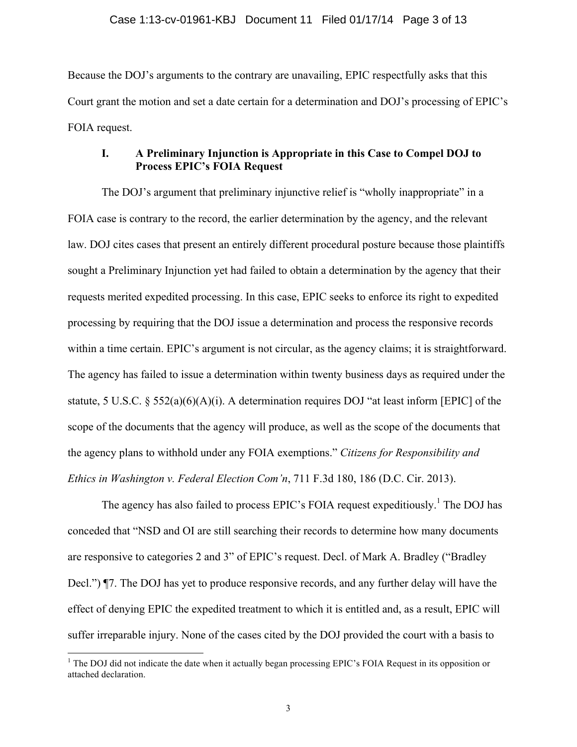Because the DOJ's arguments to the contrary are unavailing, EPIC respectfully asks that this Court grant the motion and set a date certain for a determination and DOJ's processing of EPIC's FOIA request.

## I. A Preliminary Injunction is Appropriate in this Case to Compel DOJ to Process EPIC's FOIA Request

The DOJ's argument that preliminary injunctive relief is "wholly inappropriate" in a FOIA case is contrary to the record, the earlier determination by the agency, and the relevant law. DOJ cites cases that present an entirely different procedural posture because those plaintiffs sought a Preliminary Injunction yet had failed to obtain a determination by the agency that their requests merited expedited processing. In this case, EPIC seeks to enforce its right to expedited processing by requiring that the DOJ issue a determination and process the responsive records within a time certain. EPIC's argument is not circular, as the agency claims; it is straightforward. The agency has failed to issue a determination within twenty business days as required under the statute, 5 U.S.C. § 552(a)(6)(A)(i). A determination requires DOJ "at least inform [EPIC] of the scope of the documents that the agency will produce, as well as the scope of the documents that the agency plans to withhold under any FOIA exemptions." *Citizens for Responsibility and Ethics in Washington v. Federal Election Com'n*, 711 F.3d 180, 186 (D.C. Cir. 2013).

The agency has also failed to process EPIC's FOIA request expeditiously.[1] The DOJ has conceded that "NSD and OI are still searching their records to determine how many documents are responsive to categories 2 and 3" of EPIC's request. Decl. of Mark A. Bradley ("Bradley Decl.") ¶7. The DOJ has yet to produce responsive records, and any further delay will have the effect of denying EPIC the expedited treatment to which it is entitled and, as a result, EPIC will suffer irreparable injury. None of the cases cited by the DOJ provided the court with a basis to

---

[1] The DOJ did not indicate the date when it actually began processing EPIC's FOIA Request in its opposition or attached declaration.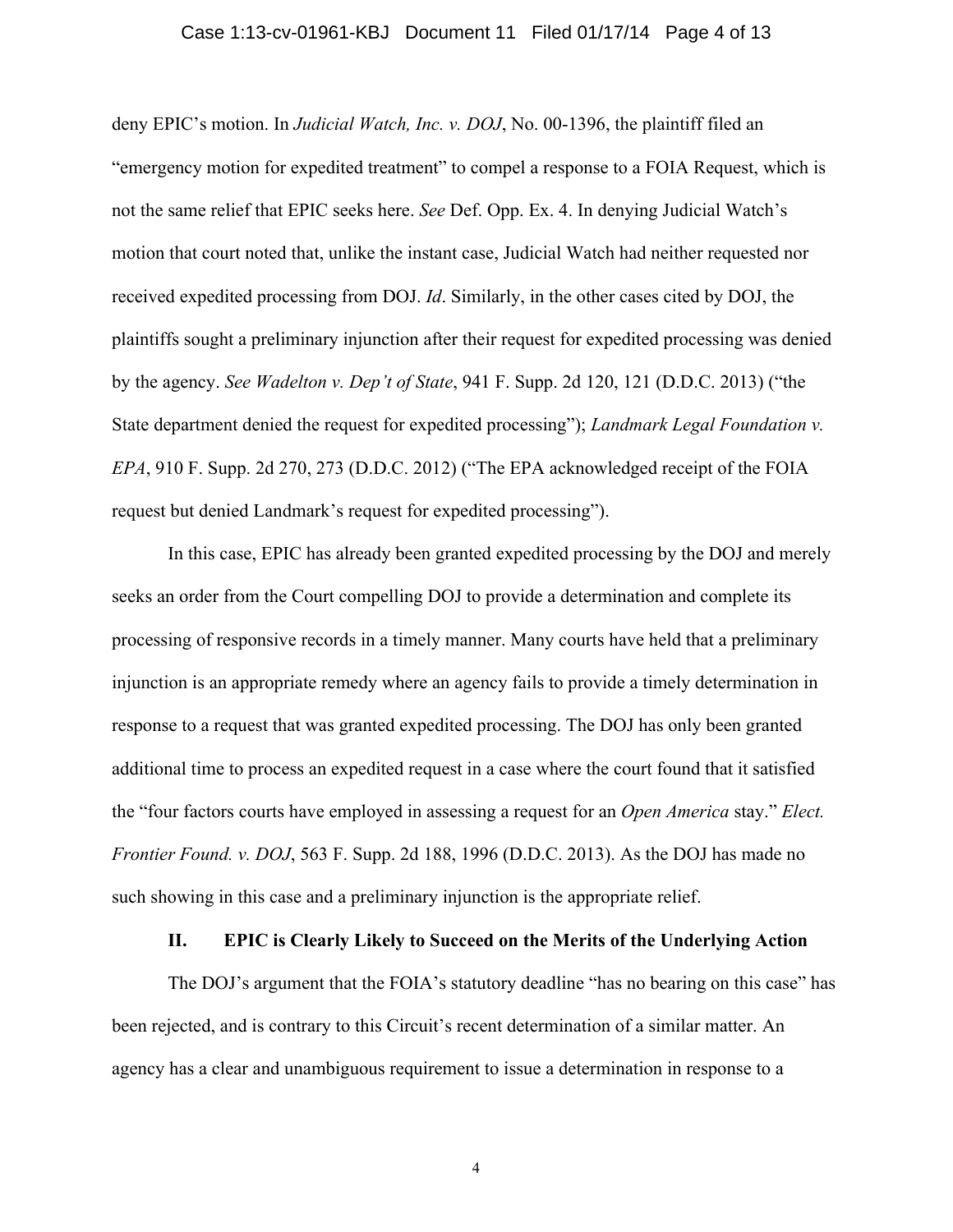deny EPIC's motion. In *Judicial Watch, Inc. v. DOJ*, No. 00-1396, the plaintiff filed an "emergency motion for expedited treatment" to compel a response to a FOIA Request, which is not the same relief that EPIC seeks here. *See* Def. Opp. Ex. 4. In denying Judicial Watch's motion that court noted that, unlike the instant case, Judicial Watch had neither requested nor received expedited processing from DOJ. *Id*. Similarly, in the other cases cited by DOJ, the plaintiffs sought a preliminary injunction after their request for expedited processing was denied by the agency. *See Wadelton v. Dep't of State*, 941 F. Supp. 2d 120, 121 (D.D.C. 2013) ("the State department denied the request for expedited processing"); *Landmark Legal Foundation v. EPA*, 910 F. Supp. 2d 270, 273 (D.D.C. 2012) ("The EPA acknowledged receipt of the FOIA request but denied Landmark's request for expedited processing").

In this case, EPIC has already been granted expedited processing by the DOJ and merely seeks an order from the Court compelling DOJ to provide a determination and complete its processing of responsive records in a timely manner. Many courts have held that a preliminary injunction is an appropriate remedy where an agency fails to provide a timely determination in response to a request that was granted expedited processing. The DOJ has only been granted additional time to process an expedited request in a case where the court found that it satisfied the "four factors courts have employed in assessing a request for an *Open America* stay." *Elect. Frontier Found. v. DOJ*, 563 F. Supp. 2d 188, 1996 (D.D.C. 2013). As the DOJ has made no such showing in this case and a preliminary injunction is the appropriate relief.

## II. EPIC is Clearly Likely to Succeed on the Merits of the Underlying Action

The DOJ's argument that the FOIA's statutory deadline "has no bearing on this case" has been rejected, and is contrary to this Circuit's recent determination of a similar matter. An agency has a clear and unambiguous requirement to issue a determination in response to a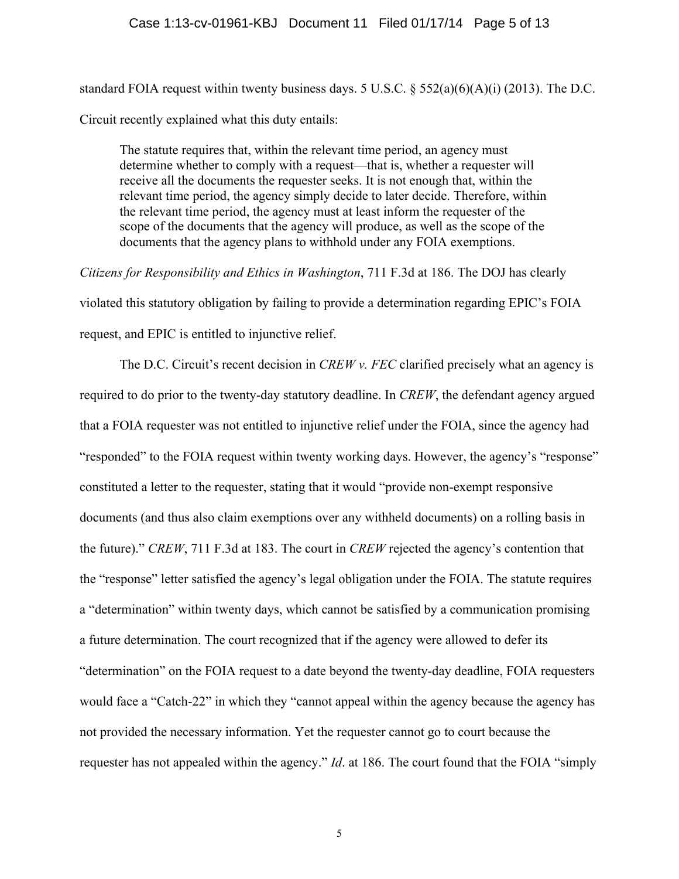standard FOIA request within twenty business days. 5 U.S.C. § 552(a)(6)(A)(i) (2013). The D.C. Circuit recently explained what this duty entails:

> The statute requires that, within the relevant time period, an agency must determine whether to comply with a request—that is, whether a requester will receive all the documents the requester seeks. It is not enough that, within the relevant time period, the agency simply decide to later decide. Therefore, within the relevant time period, the agency must at least inform the requester of the scope of the documents that the agency will produce, as well as the scope of the documents that the agency plans to withhold under any FOIA exemptions.

*Citizens for Responsibility and Ethics in Washington*, 711 F.3d at 186. The DOJ has clearly violated this statutory obligation by failing to provide a determination regarding EPIC's FOIA request, and EPIC is entitled to injunctive relief.

The D.C. Circuit's recent decision in *CREW v. FEC* clarified precisely what an agency is required to do prior to the twenty-day statutory deadline. In *CREW*, the defendant agency argued that a FOIA requester was not entitled to injunctive relief under the FOIA, since the agency had "responded" to the FOIA request within twenty working days. However, the agency's "response" constituted a letter to the requester, stating that it would "provide non-exempt responsive documents (and thus also claim exemptions over any withheld documents) on a rolling basis in the future)." *CREW*, 711 F.3d at 183. The court in *CREW* rejected the agency's contention that the "response" letter satisfied the agency's legal obligation under the FOIA. The statute requires a "determination" within twenty days, which cannot be satisfied by a communication promising a future determination. The court recognized that if the agency were allowed to defer its "determination" on the FOIA request to a date beyond the twenty-day deadline, FOIA requesters would face a "Catch-22" in which they "cannot appeal within the agency because the agency has not provided the necessary information. Yet the requester cannot go to court because the requester has not appealed within the agency." *Id*. at 186. The court found that the FOIA "simply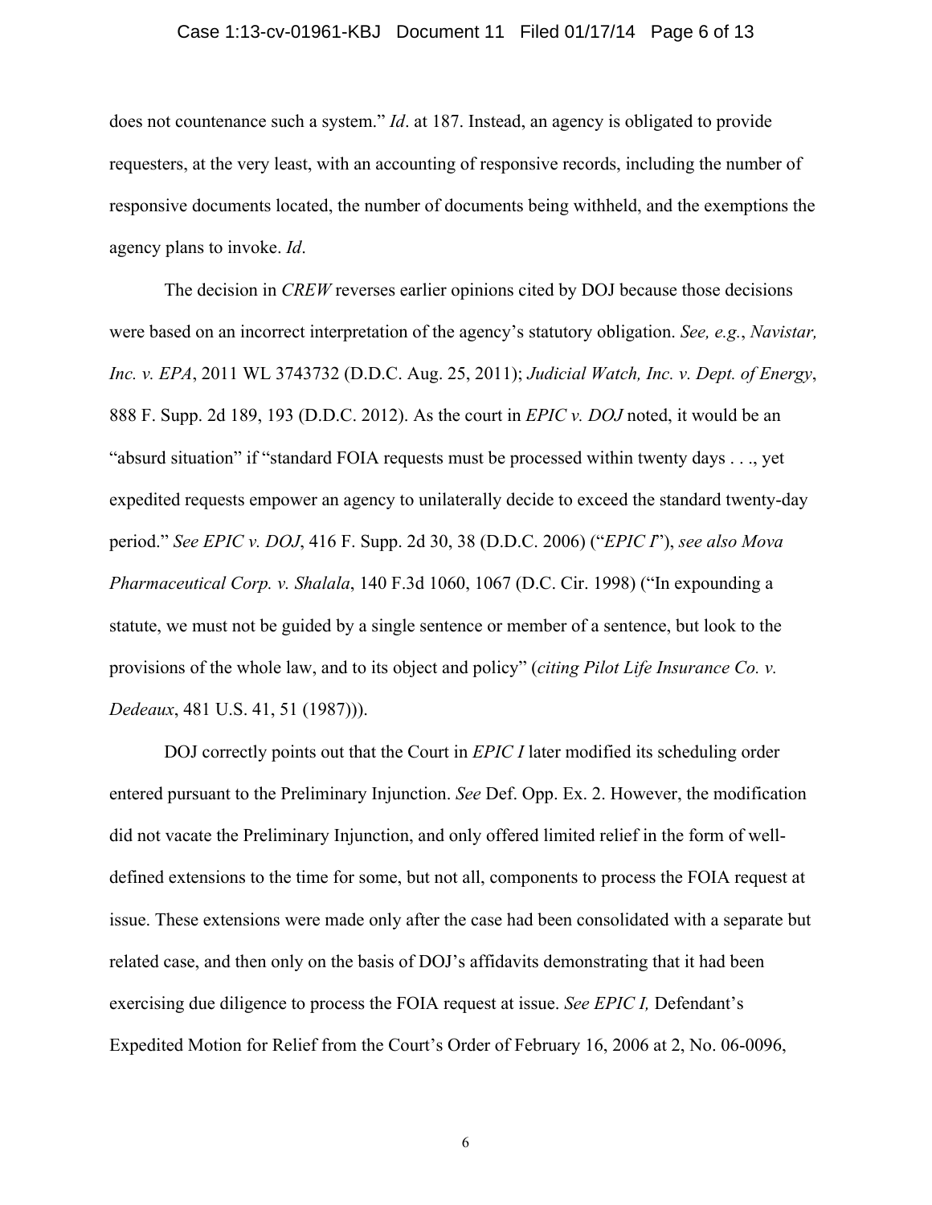does not countenance such a system." *Id*. at 187. Instead, an agency is obligated to provide requesters, at the very least, with an accounting of responsive records, including the number of responsive documents located, the number of documents being withheld, and the exemptions the agency plans to invoke. *Id*.

The decision in *CREW* reverses earlier opinions cited by DOJ because those decisions were based on an incorrect interpretation of the agency's statutory obligation. *See, e.g.*, *Navistar, Inc. v. EPA*, 2011 WL 3743732 (D.D.C. Aug. 25, 2011); *Judicial Watch, Inc. v. Dept. of Energy*, 888 F. Supp. 2d 189, 193 (D.D.C. 2012). As the court in *EPIC v. DOJ* noted, it would be an "absurd situation" if "standard FOIA requests must be processed within twenty days . . ., yet expedited requests empower an agency to unilaterally decide to exceed the standard twenty-day period." *See EPIC v. DOJ*, 416 F. Supp. 2d 30, 38 (D.D.C. 2006) ("*EPIC I*"), *see also Mova Pharmaceutical Corp. v. Shalala*, 140 F.3d 1060, 1067 (D.C. Cir. 1998) ("In expounding a statute, we must not be guided by a single sentence or member of a sentence, but look to the provisions of the whole law, and to its object and policy" (*citing Pilot Life Insurance Co. v. Dedeaux*, 481 U.S. 41, 51 (1987))).

DOJ correctly points out that the Court in *EPIC I* later modified its scheduling order entered pursuant to the Preliminary Injunction. *See* Def. Opp. Ex. 2. However, the modification did not vacate the Preliminary Injunction, and only offered limited relief in the form of well-defined extensions to the time for some, but not all, components to process the FOIA request at issue. These extensions were made only after the case had been consolidated with a separate but related case, and then only on the basis of DOJ's affidavits demonstrating that it had been exercising due diligence to process the FOIA request at issue. *See EPIC I,* Defendant's Expedited Motion for Relief from the Court's Order of February 16, 2006 at 2, No. 06-0096,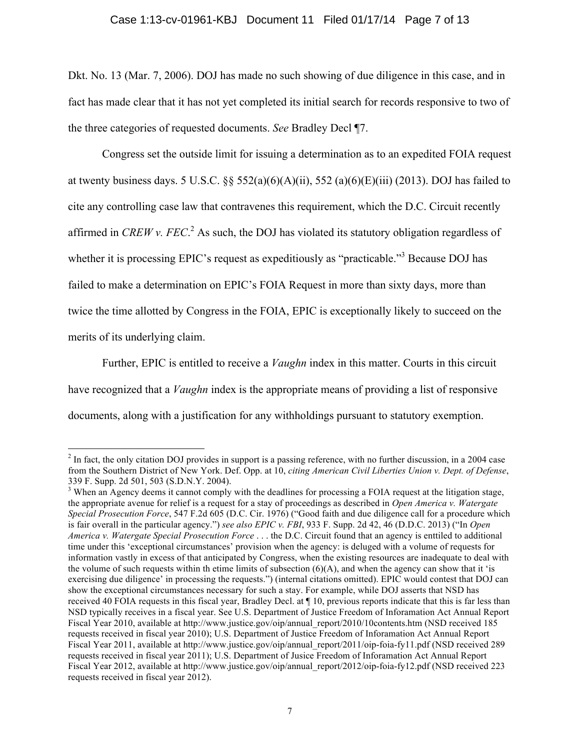Dkt. No. 13 (Mar. 7, 2006). DOJ has made no such showing of due diligence in this case, and in fact has made clear that it has not yet completed its initial search for records responsive to two of the three categories of requested documents. *See* Bradley Decl ¶7.

Congress set the outside limit for issuing a determination as to an expedited FOIA request at twenty business days. 5 U.S.C. §§ 552(a)(6)(A)(ii), 552 (a)(6)(E)(iii) (2013). DOJ has failed to cite any controlling case law that contravenes this requirement, which the D.C. Circuit recently affirmed in *CREW v. FEC*.[2] As such, the DOJ has violated its statutory obligation regardless of whether it is processing EPIC's request as expeditiously as "practicable."[3] Because DOJ has failed to make a determination on EPIC's FOIA Request in more than sixty days, more than twice the time allotted by Congress in the FOIA, EPIC is exceptionally likely to succeed on the merits of its underlying claim.

Further, EPIC is entitled to receive a *Vaughn* index in this matter. Courts in this circuit have recognized that a *Vaughn* index is the appropriate means of providing a list of responsive documents, along with a justification for any withholdings pursuant to statutory exemption.

---

[2] In fact, the only citation DOJ provides in support is a passing reference, with no further discussion, in a 2004 case from the Southern District of New York. Def. Opp. at 10, *citing American Civil Liberties Union v. Dept. of Defense*, 339 F. Supp. 2d 501, 503 (S.D.N.Y. 2004).

[3] When an Agency deems it cannot comply with the deadlines for processing a FOIA request at the litigation stage, the appropriate avenue for relief is a request for a stay of proceedings as described in *Open America v. Watergate Special Prosecution Force*, 547 F.2d 605 (D.C. Cir. 1976) ("Good faith and due diligence call for a procedure which is fair overall in the particular agency.") *see also EPIC v. FBI*, 933 F. Supp. 2d 42, 46 (D.D.C. 2013) ("In *Open America v. Watergate Special Prosecution Force* . . . the D.C. Circuit found that an agency is enttiled to additional time under this 'exceptional circumstances' provision when the agency: is deluged with a volume of requests for information vastly in excess of that anticipated by Congress, when the existing resources are inadequate to deal with the volume of such requests within th etime limits of subsection (6)(A), and when the agency can show that it 'is exercising due diligence' in processing the requests.") (internal citations omitted). EPIC would contest that DOJ can show the exceptional circumstances necessary for such a stay. For example, while DOJ asserts that NSD has received 40 FOIA requests in this fiscal year, Bradley Decl. at ¶ 10, previous reports indicate that this is far less than NSD typically receives in a fiscal year. See U.S. Department of Justice Freedom of Inforamation Act Annual Report Fiscal Year 2010, available at http://www.justice.gov/oip/annual_report/2010/10contents.htm (NSD received 185 requests received in fiscal year 2010); U.S. Department of Justice Freedom of Inforamation Act Annual Report Fiscal Year 2011, available at http://www.justice.gov/oip/annual_report/2011/oip-foia-fy11.pdf (NSD received 289 requests received in fiscal year 2011); U.S. Department of Jusice Freedom of Inforamation Act Annual Report Fiscal Year 2012, available at http://www.justice.gov/oip/annual_report/2012/oip-foia-fy12.pdf (NSD received 223 requests received in fiscal year 2012).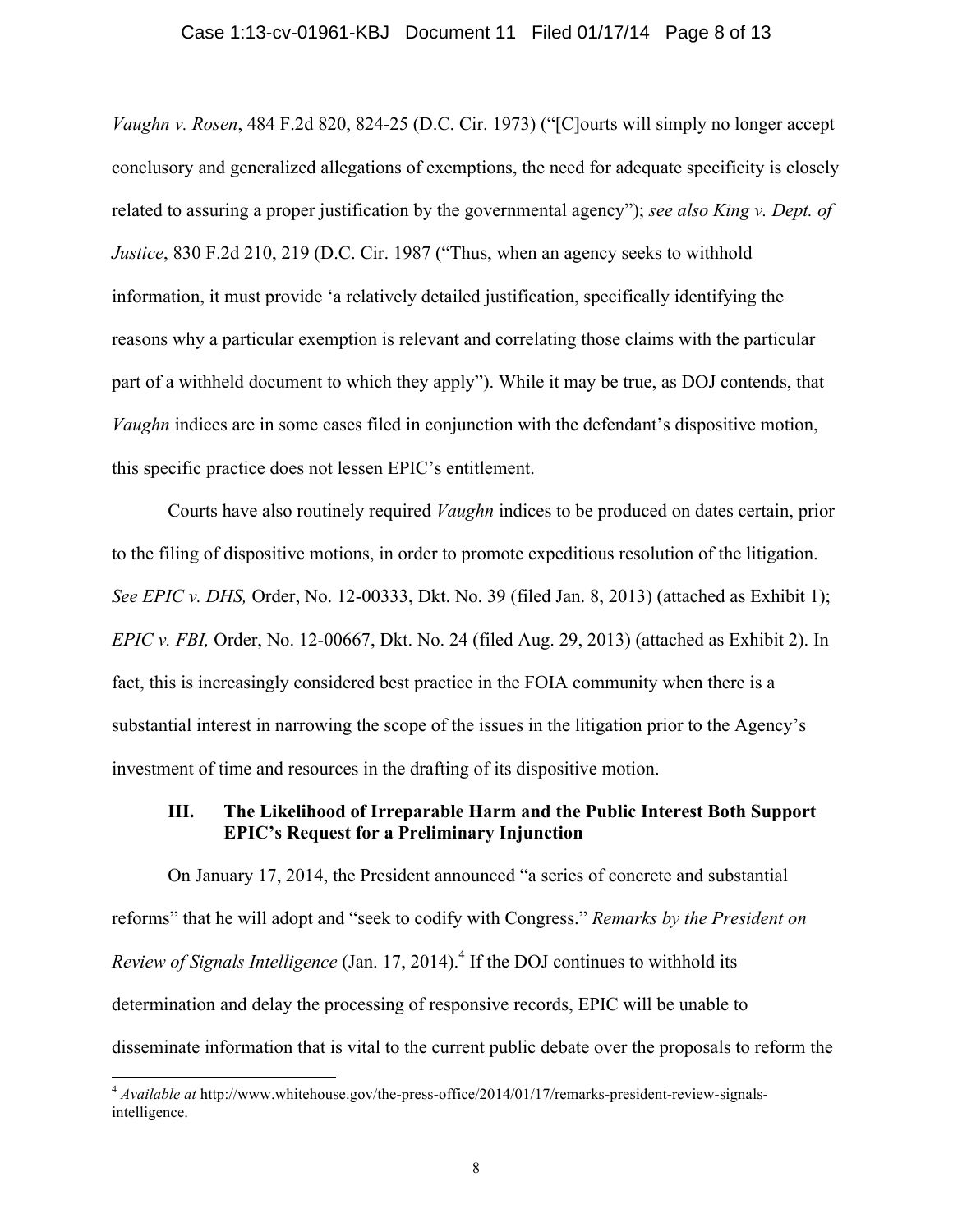*Vaughn v. Rosen*, 484 F.2d 820, 824-25 (D.C. Cir. 1973) ("[C]ourts will simply no longer accept conclusory and generalized allegations of exemptions, the need for adequate specificity is closely related to assuring a proper justification by the governmental agency"); *see also King v. Dept. of Justice*, 830 F.2d 210, 219 (D.C. Cir. 1987 ("Thus, when an agency seeks to withhold information, it must provide 'a relatively detailed justification, specifically identifying the reasons why a particular exemption is relevant and correlating those claims with the particular part of a withheld document to which they apply"). While it may be true, as DOJ contends, that *Vaughn* indices are in some cases filed in conjunction with the defendant's dispositive motion, this specific practice does not lessen EPIC's entitlement.

Courts have also routinely required *Vaughn* indices to be produced on dates certain, prior to the filing of dispositive motions, in order to promote expeditious resolution of the litigation. *See EPIC v. DHS,* Order, No. 12-00333, Dkt. No. 39 (filed Jan. 8, 2013) (attached as Exhibit 1); *EPIC v. FBI,* Order, No. 12-00667, Dkt. No. 24 (filed Aug. 29, 2013) (attached as Exhibit 2). In fact, this is increasingly considered best practice in the FOIA community when there is a substantial interest in narrowing the scope of the issues in the litigation prior to the Agency's investment of time and resources in the drafting of its dispositive motion.

### III. The Likelihood of Irreparable Harm and the Public Interest Both Support EPIC's Request for a Preliminary Injunction

On January 17, 2014, the President announced "a series of concrete and substantial reforms" that he will adopt and "seek to codify with Congress." *Remarks by the President on Review of Signals Intelligence* (Jan. 17, 2014).[4] If the DOJ continues to withhold its determination and delay the processing of responsive records, EPIC will be unable to disseminate information that is vital to the current public debate over the proposals to reform the

---

[4] *Available at* http://www.whitehouse.gov/the-press-office/2014/01/17/remarks-president-review-signals-intelligence.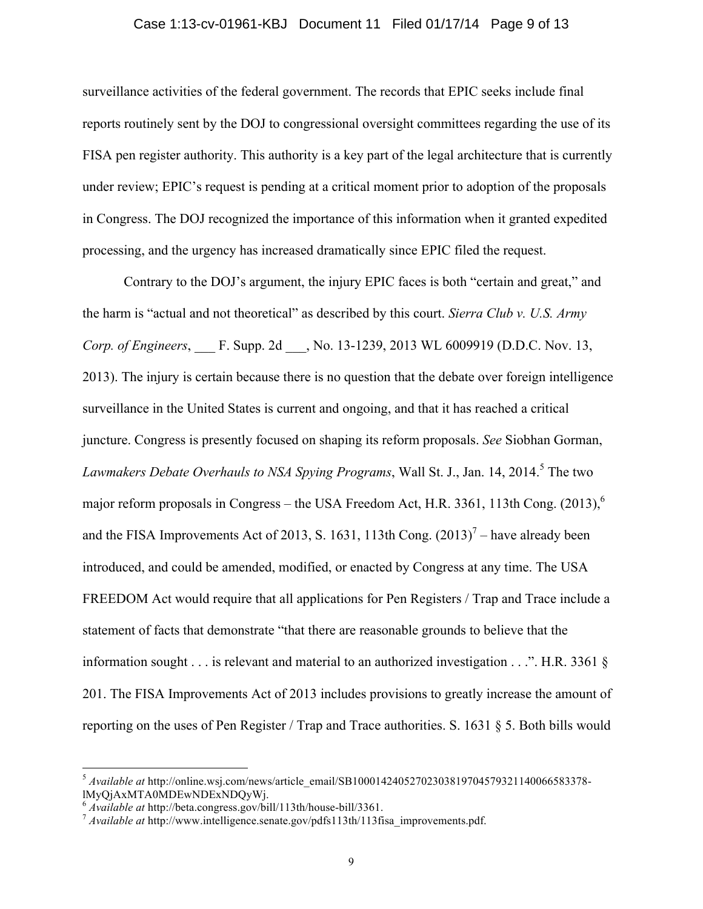surveillance activities of the federal government. The records that EPIC seeks include final reports routinely sent by the DOJ to congressional oversight committees regarding the use of its FISA pen register authority. This authority is a key part of the legal architecture that is currently under review; EPIC's request is pending at a critical moment prior to adoption of the proposals in Congress. The DOJ recognized the importance of this information when it granted expedited processing, and the urgency has increased dramatically since EPIC filed the request.

Contrary to the DOJ's argument, the injury EPIC faces is both "certain and great," and the harm is "actual and not theoretical" as described by this court. *Sierra Club v. U.S. Army Corp. of Engineers*, ___ F. Supp. 2d ___, No. 13-1239, 2013 WL 6009919 (D.D.C. Nov. 13, 2013). The injury is certain because there is no question that the debate over foreign intelligence surveillance in the United States is current and ongoing, and that it has reached a critical juncture. Congress is presently focused on shaping its reform proposals. *See* Siobhan Gorman, *Lawmakers Debate Overhauls to NSA Spying Programs*, Wall St. J., Jan. 14, 2014.[5] The two major reform proposals in Congress – the USA Freedom Act, H.R. 3361, 113th Cong. (2013),[6] and the FISA Improvements Act of 2013, S. 1631, 113th Cong. (2013)[7] – have already been introduced, and could be amended, modified, or enacted by Congress at any time. The USA FREEDOM Act would require that all applications for Pen Registers / Trap and Trace include a statement of facts that demonstrate "that there are reasonable grounds to believe that the information sought . . . is relevant and material to an authorized investigation . . .". H.R. 3361 § 201. The FISA Improvements Act of 2013 includes provisions to greatly increase the amount of reporting on the uses of Pen Register / Trap and Trace authorities. S. 1631 § 5. Both bills would

---

[5] *Available at* http://online.wsj.com/news/article_email/SB10001424052702303819704579321140066583378-lMyQjAxMTA0MDEwNDExNDQyWj.

[6] *Available at* http://beta.congress.gov/bill/113th/house-bill/3361.

[7] *Available at* http://www.intelligence.senate.gov/pdfs113th/113fisa_improvements.pdf.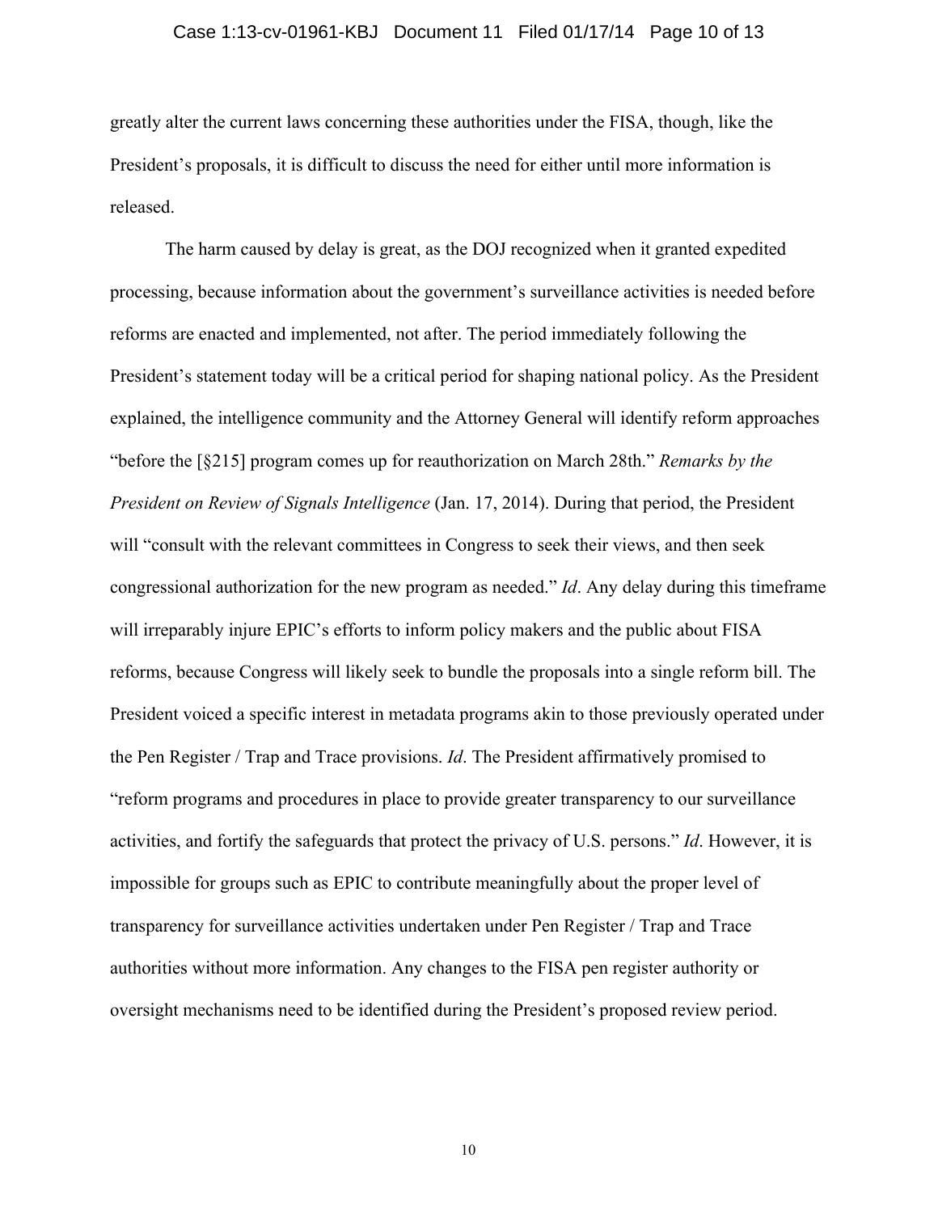greatly alter the current laws concerning these authorities under the FISA, though, like the President's proposals, it is difficult to discuss the need for either until more information is released.

The harm caused by delay is great, as the DOJ recognized when it granted expedited processing, because information about the government's surveillance activities is needed before reforms are enacted and implemented, not after. The period immediately following the President's statement today will be a critical period for shaping national policy. As the President explained, the intelligence community and the Attorney General will identify reform approaches "before the [§215] program comes up for reauthorization on March 28th." *Remarks by the President on Review of Signals Intelligence* (Jan. 17, 2014). During that period, the President will "consult with the relevant committees in Congress to seek their views, and then seek congressional authorization for the new program as needed." *Id*. Any delay during this timeframe will irreparably injure EPIC's efforts to inform policy makers and the public about FISA reforms, because Congress will likely seek to bundle the proposals into a single reform bill. The President voiced a specific interest in metadata programs akin to those previously operated under the Pen Register / Trap and Trace provisions. *Id*. The President affirmatively promised to "reform programs and procedures in place to provide greater transparency to our surveillance activities, and fortify the safeguards that protect the privacy of U.S. persons." *Id*. However, it is impossible for groups such as EPIC to contribute meaningfully about the proper level of transparency for surveillance activities undertaken under Pen Register / Trap and Trace authorities without more information. Any changes to the FISA pen register authority or oversight mechanisms need to be identified during the President's proposed review period.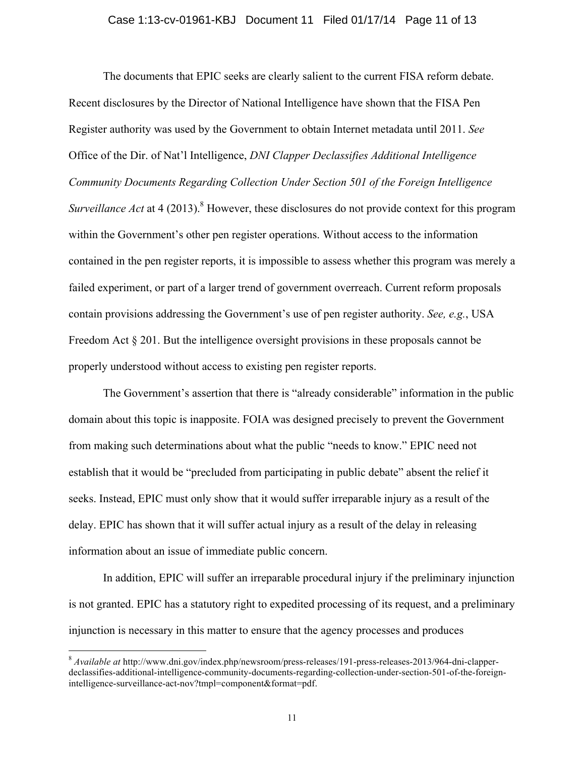The documents that EPIC seeks are clearly salient to the current FISA reform debate. Recent disclosures by the Director of National Intelligence have shown that the FISA Pen Register authority was used by the Government to obtain Internet metadata until 2011. *See* Office of the Dir. of Nat'l Intelligence, *DNI Clapper Declassifies Additional Intelligence Community Documents Regarding Collection Under Section 501 of the Foreign Intelligence Surveillance Act* at 4 (2013).[8] However, these disclosures do not provide context for this program within the Government's other pen register operations. Without access to the information contained in the pen register reports, it is impossible to assess whether this program was merely a failed experiment, or part of a larger trend of government overreach. Current reform proposals contain provisions addressing the Government's use of pen register authority. *See, e.g.*, USA Freedom Act § 201. But the intelligence oversight provisions in these proposals cannot be properly understood without access to existing pen register reports.

The Government's assertion that there is "already considerable" information in the public domain about this topic is inapposite. FOIA was designed precisely to prevent the Government from making such determinations about what the public "needs to know." EPIC need not establish that it would be "precluded from participating in public debate" absent the relief it seeks. Instead, EPIC must only show that it would suffer irreparable injury as a result of the delay. EPIC has shown that it will suffer actual injury as a result of the delay in releasing information about an issue of immediate public concern.

In addition, EPIC will suffer an irreparable procedural injury if the preliminary injunction is not granted. EPIC has a statutory right to expedited processing of its request, and a preliminary injunction is necessary in this matter to ensure that the agency processes and produces

---

[8] *Available at* http://www.dni.gov/index.php/newsroom/press-releases/191-press-releases-2013/964-dni-clapper-declassifies-additional-intelligence-community-documents-regarding-collection-under-section-501-of-the-foreign-intelligence-surveillance-act-nov?tmpl=component&format=pdf.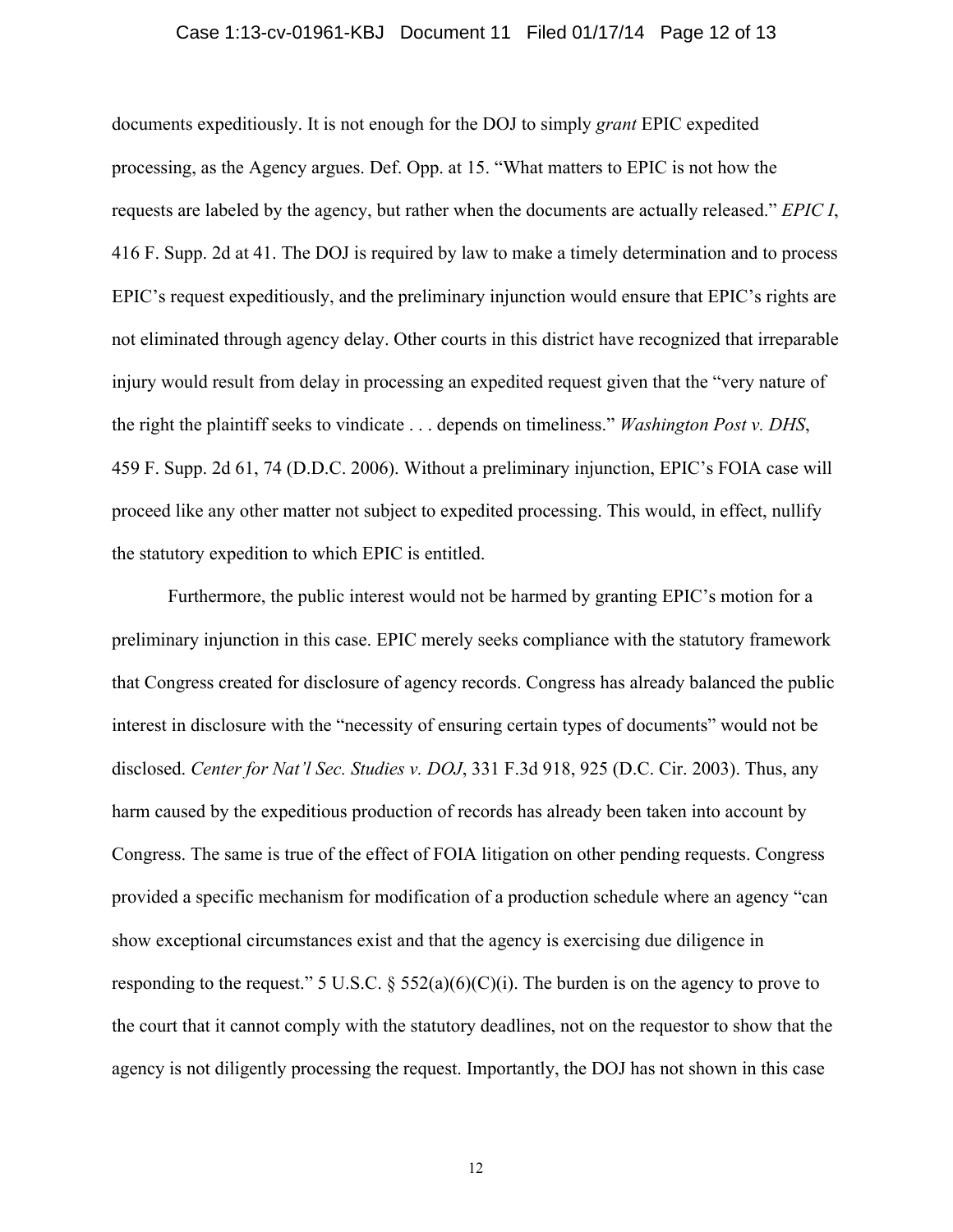documents expeditiously. It is not enough for the DOJ to simply *grant* EPIC expedited processing, as the Agency argues. Def. Opp. at 15. "What matters to EPIC is not how the requests are labeled by the agency, but rather when the documents are actually released." *EPIC I*, 416 F. Supp. 2d at 41. The DOJ is required by law to make a timely determination and to process EPIC's request expeditiously, and the preliminary injunction would ensure that EPIC's rights are not eliminated through agency delay. Other courts in this district have recognized that irreparable injury would result from delay in processing an expedited request given that the "very nature of the right the plaintiff seeks to vindicate . . . depends on timeliness." *Washington Post v. DHS*, 459 F. Supp. 2d 61, 74 (D.D.C. 2006). Without a preliminary injunction, EPIC's FOIA case will proceed like any other matter not subject to expedited processing. This would, in effect, nullify the statutory expedition to which EPIC is entitled.

Furthermore, the public interest would not be harmed by granting EPIC's motion for a preliminary injunction in this case. EPIC merely seeks compliance with the statutory framework that Congress created for disclosure of agency records. Congress has already balanced the public interest in disclosure with the "necessity of ensuring certain types of documents" would not be disclosed. *Center for Nat'l Sec. Studies v. DOJ*, 331 F.3d 918, 925 (D.C. Cir. 2003). Thus, any harm caused by the expeditious production of records has already been taken into account by Congress. The same is true of the effect of FOIA litigation on other pending requests. Congress provided a specific mechanism for modification of a production schedule where an agency "can show exceptional circumstances exist and that the agency is exercising due diligence in responding to the request." 5 U.S.C. § 552(a)(6)(C)(i). The burden is on the agency to prove to the court that it cannot comply with the statutory deadlines, not on the requestor to show that the agency is not diligently processing the request. Importantly, the DOJ has not shown in this case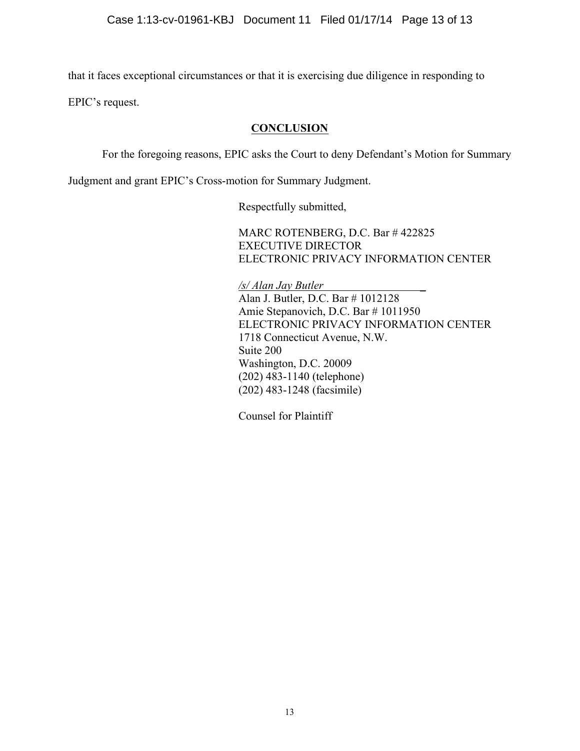that it faces exceptional circumstances or that it is exercising due diligence in responding to EPIC's request.

## CONCLUSION

For the foregoing reasons, EPIC asks the Court to deny Defendant's Motion for Summary Judgment and grant EPIC's Cross-motion for Summary Judgment.

Respectfully submitted,

MARC ROTENBERG, D.C. Bar # 422825
EXECUTIVE DIRECTOR
ELECTRONIC PRIVACY INFORMATION CENTER

*/s/ Alan Jay Butler*
Alan J. Butler, D.C. Bar # 1012128
Amie Stepanovich, D.C. Bar # 1011950
ELECTRONIC PRIVACY INFORMATION CENTER
1718 Connecticut Avenue, N.W.
Suite 200
Washington, D.C. 20009
(202) 483-1140 (telephone)
(202) 483-1248 (facsimile)

Counsel for Plaintiff